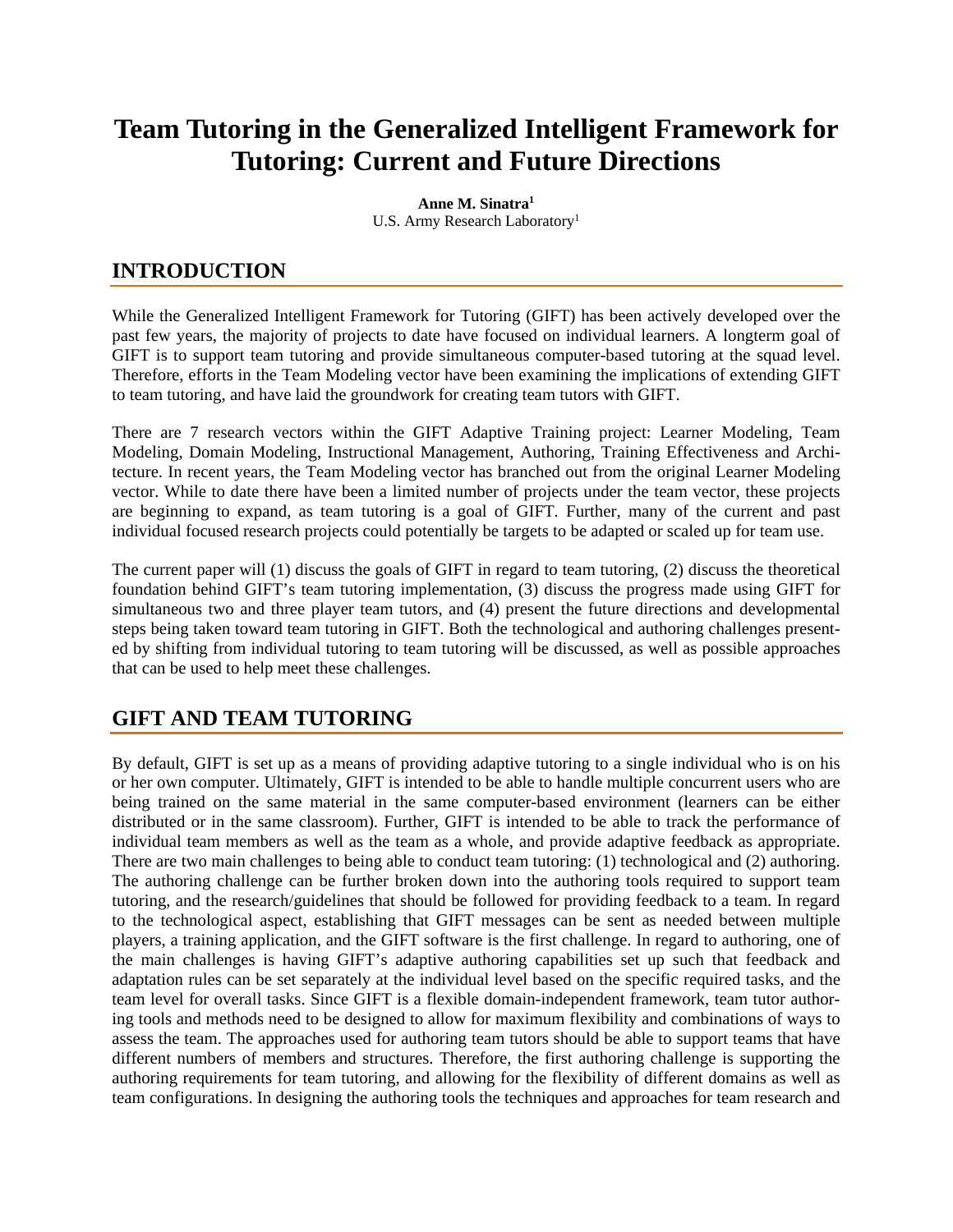# Team Tutoring in the Generalized Intelligent Framework for Tutoring: Current and Future Directions

**Anne M. Sinatra[1]**
U.S. Army Research Laboratory[1]

## INTRODUCTION

While the Generalized Intelligent Framework for Tutoring (GIFT) has been actively developed over the past few years, the majority of projects to date have focused on individual learners. A longterm goal of GIFT is to support team tutoring and provide simultaneous computer-based tutoring at the squad level. Therefore, efforts in the Team Modeling vector have been examining the implications of extending GIFT to team tutoring, and have laid the groundwork for creating team tutors with GIFT.

There are 7 research vectors within the GIFT Adaptive Training project: Learner Modeling, Team Modeling, Domain Modeling, Instructional Management, Authoring, Training Effectiveness and Architecture. In recent years, the Team Modeling vector has branched out from the original Learner Modeling vector. While to date there have been a limited number of projects under the team vector, these projects are beginning to expand, as team tutoring is a goal of GIFT. Further, many of the current and past individual focused research projects could potentially be targets to be adapted or scaled up for team use.

The current paper will (1) discuss the goals of GIFT in regard to team tutoring, (2) discuss the theoretical foundation behind GIFT's team tutoring implementation, (3) discuss the progress made using GIFT for simultaneous two and three player team tutors, and (4) present the future directions and developmental steps being taken toward team tutoring in GIFT. Both the technological and authoring challenges presented by shifting from individual tutoring to team tutoring will be discussed, as well as possible approaches that can be used to help meet these challenges.

## GIFT AND TEAM TUTORING

By default, GIFT is set up as a means of providing adaptive tutoring to a single individual who is on his or her own computer. Ultimately, GIFT is intended to be able to handle multiple concurrent users who are being trained on the same material in the same computer-based environment (learners can be either distributed or in the same classroom). Further, GIFT is intended to be able to track the performance of individual team members as well as the team as a whole, and provide adaptive feedback as appropriate. There are two main challenges to being able to conduct team tutoring: (1) technological and (2) authoring. The authoring challenge can be further broken down into the authoring tools required to support team tutoring, and the research/guidelines that should be followed for providing feedback to a team. In regard to the technological aspect, establishing that GIFT messages can be sent as needed between multiple players, a training application, and the GIFT software is the first challenge. In regard to authoring, one of the main challenges is having GIFT's adaptive authoring capabilities set up such that feedback and adaptation rules can be set separately at the individual level based on the specific required tasks, and the team level for overall tasks. Since GIFT is a flexible domain-independent framework, team tutor authoring tools and methods need to be designed to allow for maximum flexibility and combinations of ways to assess the team. The approaches used for authoring team tutors should be able to support teams that have different numbers of members and structures. Therefore, the first authoring challenge is supporting the authoring requirements for team tutoring, and allowing for the flexibility of different domains as well as team configurations. In designing the authoring tools the techniques and approaches for team research and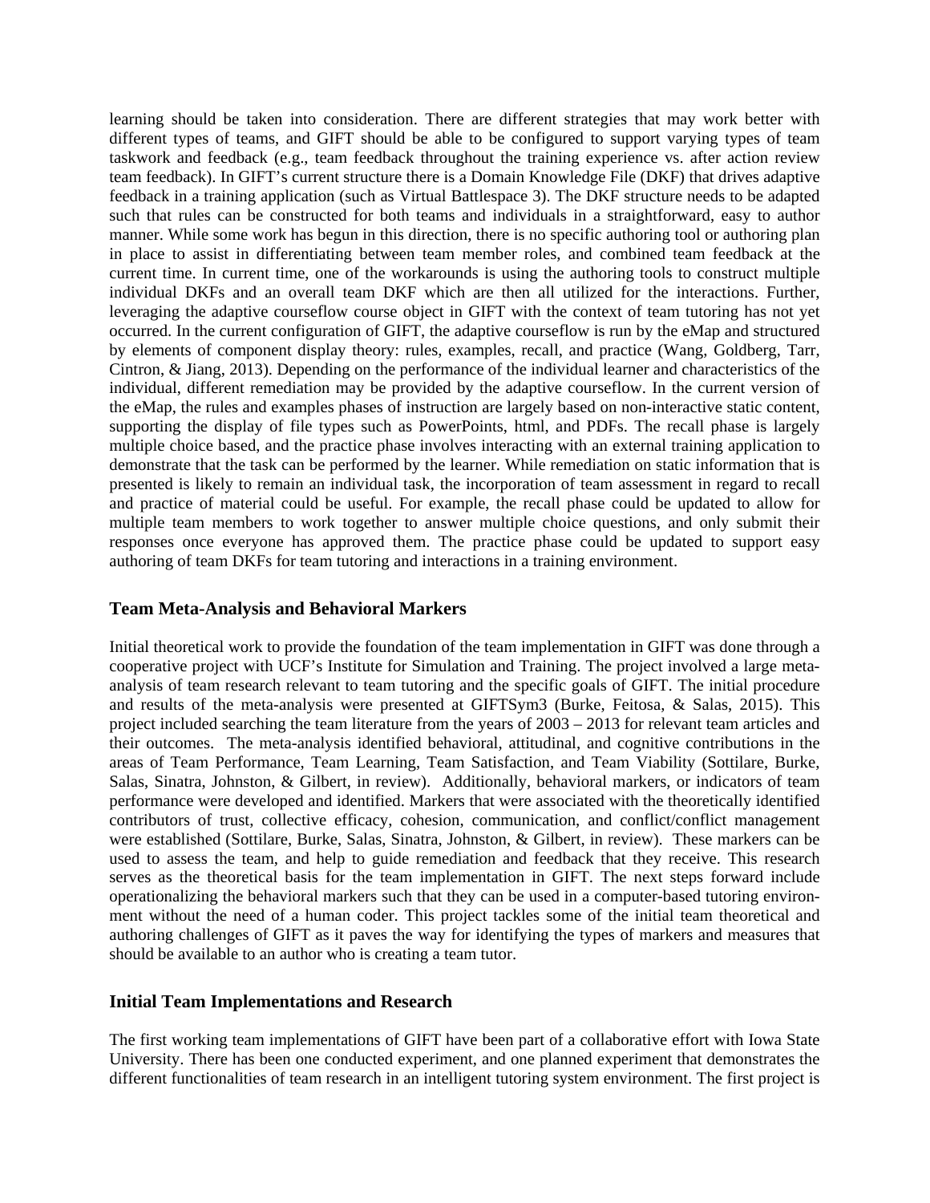learning should be taken into consideration. There are different strategies that may work better with different types of teams, and GIFT should be able to be configured to support varying types of team taskwork and feedback (e.g., team feedback throughout the training experience vs. after action review team feedback). In GIFT's current structure there is a Domain Knowledge File (DKF) that drives adaptive feedback in a training application (such as Virtual Battlespace 3). The DKF structure needs to be adapted such that rules can be constructed for both teams and individuals in a straightforward, easy to author manner. While some work has begun in this direction, there is no specific authoring tool or authoring plan in place to assist in differentiating between team member roles, and combined team feedback at the current time. In current time, one of the workarounds is using the authoring tools to construct multiple individual DKFs and an overall team DKF which are then all utilized for the interactions. Further, leveraging the adaptive courseflow course object in GIFT with the context of team tutoring has not yet occurred. In the current configuration of GIFT, the adaptive courseflow is run by the eMap and structured by elements of component display theory: rules, examples, recall, and practice (Wang, Goldberg, Tarr, Cintron, & Jiang, 2013). Depending on the performance of the individual learner and characteristics of the individual, different remediation may be provided by the adaptive courseflow. In the current version of the eMap, the rules and examples phases of instruction are largely based on non-interactive static content, supporting the display of file types such as PowerPoints, html, and PDFs. The recall phase is largely multiple choice based, and the practice phase involves interacting with an external training application to demonstrate that the task can be performed by the learner. While remediation on static information that is presented is likely to remain an individual task, the incorporation of team assessment in regard to recall and practice of material could be useful. For example, the recall phase could be updated to allow for multiple team members to work together to answer multiple choice questions, and only submit their responses once everyone has approved them. The practice phase could be updated to support easy authoring of team DKFs for team tutoring and interactions in a training environment.

## Team Meta-Analysis and Behavioral Markers

Initial theoretical work to provide the foundation of the team implementation in GIFT was done through a cooperative project with UCF's Institute for Simulation and Training. The project involved a large meta-analysis of team research relevant to team tutoring and the specific goals of GIFT. The initial procedure and results of the meta-analysis were presented at GIFTSym3 (Burke, Feitosa, & Salas, 2015). This project included searching the team literature from the years of 2003 – 2013 for relevant team articles and their outcomes. The meta-analysis identified behavioral, attitudinal, and cognitive contributions in the areas of Team Performance, Team Learning, Team Satisfaction, and Team Viability (Sottilare, Burke, Salas, Sinatra, Johnston, & Gilbert, in review). Additionally, behavioral markers, or indicators of team performance were developed and identified. Markers that were associated with the theoretically identified contributors of trust, collective efficacy, cohesion, communication, and conflict/conflict management were established (Sottilare, Burke, Salas, Sinatra, Johnston, & Gilbert, in review). These markers can be used to assess the team, and help to guide remediation and feedback that they receive. This research serves as the theoretical basis for the team implementation in GIFT. The next steps forward include operationalizing the behavioral markers such that they can be used in a computer-based tutoring environment without the need of a human coder. This project tackles some of the initial team theoretical and authoring challenges of GIFT as it paves the way for identifying the types of markers and measures that should be available to an author who is creating a team tutor.

## Initial Team Implementations and Research

The first working team implementations of GIFT have been part of a collaborative effort with Iowa State University. There has been one conducted experiment, and one planned experiment that demonstrates the different functionalities of team research in an intelligent tutoring system environment. The first project is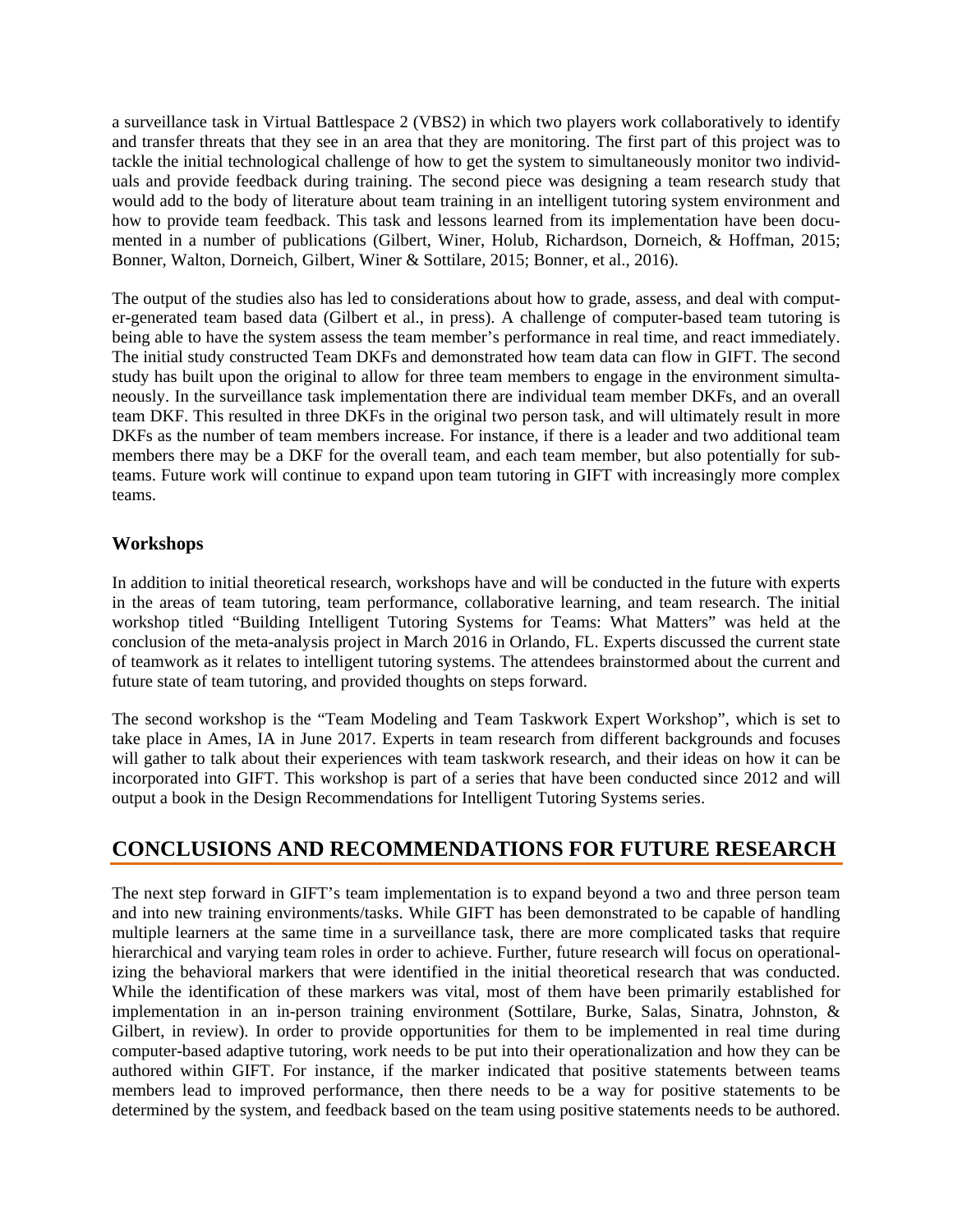a surveillance task in Virtual Battlespace 2 (VBS2) in which two players work collaboratively to identify and transfer threats that they see in an area that they are monitoring. The first part of this project was to tackle the initial technological challenge of how to get the system to simultaneously monitor two individuals and provide feedback during training. The second piece was designing a team research study that would add to the body of literature about team training in an intelligent tutoring system environment and how to provide team feedback. This task and lessons learned from its implementation have been documented in a number of publications (Gilbert, Winer, Holub, Richardson, Dorneich, & Hoffman, 2015; Bonner, Walton, Dorneich, Gilbert, Winer & Sottilare, 2015; Bonner, et al., 2016).

The output of the studies also has led to considerations about how to grade, assess, and deal with computer-generated team based data (Gilbert et al., in press). A challenge of computer-based team tutoring is being able to have the system assess the team member's performance in real time, and react immediately. The initial study constructed Team DKFs and demonstrated how team data can flow in GIFT. The second study has built upon the original to allow for three team members to engage in the environment simultaneously. In the surveillance task implementation there are individual team member DKFs, and an overall team DKF. This resulted in three DKFs in the original two person task, and will ultimately result in more DKFs as the number of team members increase. For instance, if there is a leader and two additional team members there may be a DKF for the overall team, and each team member, but also potentially for subteams. Future work will continue to expand upon team tutoring in GIFT with increasingly more complex teams.

### Workshops

In addition to initial theoretical research, workshops have and will be conducted in the future with experts in the areas of team tutoring, team performance, collaborative learning, and team research. The initial workshop titled "Building Intelligent Tutoring Systems for Teams: What Matters" was held at the conclusion of the meta-analysis project in March 2016 in Orlando, FL. Experts discussed the current state of teamwork as it relates to intelligent tutoring systems. The attendees brainstormed about the current and future state of team tutoring, and provided thoughts on steps forward.

The second workshop is the "Team Modeling and Team Taskwork Expert Workshop", which is set to take place in Ames, IA in June 2017. Experts in team research from different backgrounds and focuses will gather to talk about their experiences with team taskwork research, and their ideas on how it can be incorporated into GIFT. This workshop is part of a series that have been conducted since 2012 and will output a book in the Design Recommendations for Intelligent Tutoring Systems series.

## CONCLUSIONS AND RECOMMENDATIONS FOR FUTURE RESEARCH

The next step forward in GIFT's team implementation is to expand beyond a two and three person team and into new training environments/tasks. While GIFT has been demonstrated to be capable of handling multiple learners at the same time in a surveillance task, there are more complicated tasks that require hierarchical and varying team roles in order to achieve. Further, future research will focus on operationalizing the behavioral markers that were identified in the initial theoretical research that was conducted. While the identification of these markers was vital, most of them have been primarily established for implementation in an in-person training environment (Sottilare, Burke, Salas, Sinatra, Johnston, & Gilbert, in review). In order to provide opportunities for them to be implemented in real time during computer-based adaptive tutoring, work needs to be put into their operationalization and how they can be authored within GIFT. For instance, if the marker indicated that positive statements between teams members lead to improved performance, then there needs to be a way for positive statements to be determined by the system, and feedback based on the team using positive statements needs to be authored.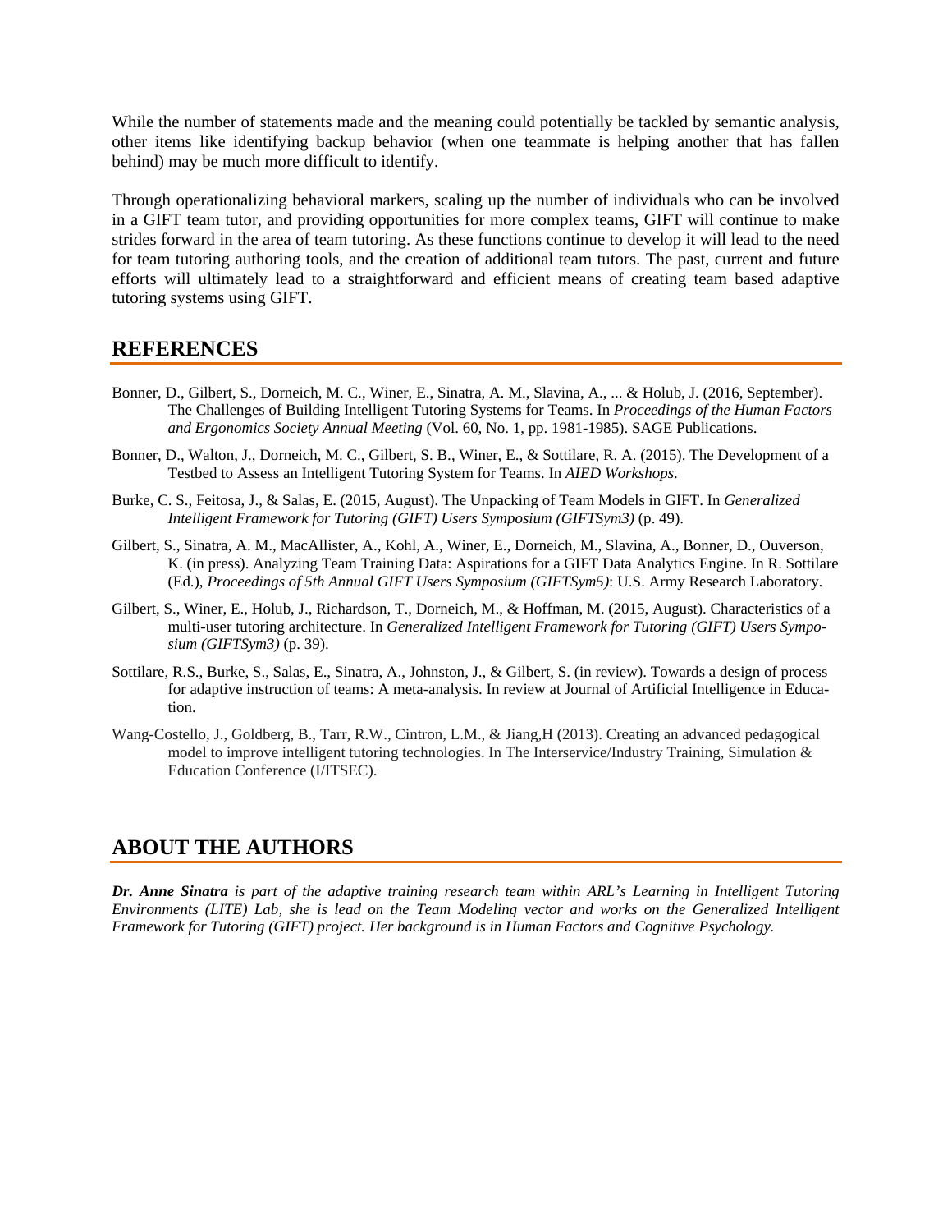While the number of statements made and the meaning could potentially be tackled by semantic analysis, other items like identifying backup behavior (when one teammate is helping another that has fallen behind) may be much more difficult to identify.

Through operationalizing behavioral markers, scaling up the number of individuals who can be involved in a GIFT team tutor, and providing opportunities for more complex teams, GIFT will continue to make strides forward in the area of team tutoring. As these functions continue to develop it will lead to the need for team tutoring authoring tools, and the creation of additional team tutors. The past, current and future efforts will ultimately lead to a straightforward and efficient means of creating team based adaptive tutoring systems using GIFT.

## REFERENCES

Bonner, D., Gilbert, S., Dorneich, M. C., Winer, E., Sinatra, A. M., Slavina, A., ... & Holub, J. (2016, September). The Challenges of Building Intelligent Tutoring Systems for Teams. In *Proceedings of the Human Factors and Ergonomics Society Annual Meeting* (Vol. 60, No. 1, pp. 1981-1985). SAGE Publications.

Bonner, D., Walton, J., Dorneich, M. C., Gilbert, S. B., Winer, E., & Sottilare, R. A. (2015). The Development of a Testbed to Assess an Intelligent Tutoring System for Teams. In *AIED Workshops*.

Burke, C. S., Feitosa, J., & Salas, E. (2015, August). The Unpacking of Team Models in GIFT. In *Generalized Intelligent Framework for Tutoring (GIFT) Users Symposium (GIFTSym3)* (p. 49).

Gilbert, S., Sinatra, A. M., MacAllister, A., Kohl, A., Winer, E., Dorneich, M., Slavina, A., Bonner, D., Ouverson, K. (in press). Analyzing Team Training Data: Aspirations for a GIFT Data Analytics Engine. In R. Sottilare (Ed.), *Proceedings of 5th Annual GIFT Users Symposium (GIFTSym5)*: U.S. Army Research Laboratory.

Gilbert, S., Winer, E., Holub, J., Richardson, T., Dorneich, M., & Hoffman, M. (2015, August). Characteristics of a multi-user tutoring architecture. In *Generalized Intelligent Framework for Tutoring (GIFT) Users Symposium (GIFTSym3)* (p. 39).

Sottilare, R.S., Burke, S., Salas, E., Sinatra, A., Johnston, J., & Gilbert, S. (in review). Towards a design of process for adaptive instruction of teams: A meta-analysis. In review at Journal of Artificial Intelligence in Education.

Wang-Costello, J., Goldberg, B., Tarr, R.W., Cintron, L.M., & Jiang,H (2013). Creating an advanced pedagogical model to improve intelligent tutoring technologies. In The Interservice/Industry Training, Simulation & Education Conference (I/ITSEC).

## ABOUT THE AUTHORS

***Dr. Anne Sinatra*** *is part of the adaptive training research team within ARL's Learning in Intelligent Tutoring Environments (LITE) Lab, she is lead on the Team Modeling vector and works on the Generalized Intelligent Framework for Tutoring (GIFT) project. Her background is in Human Factors and Cognitive Psychology.*